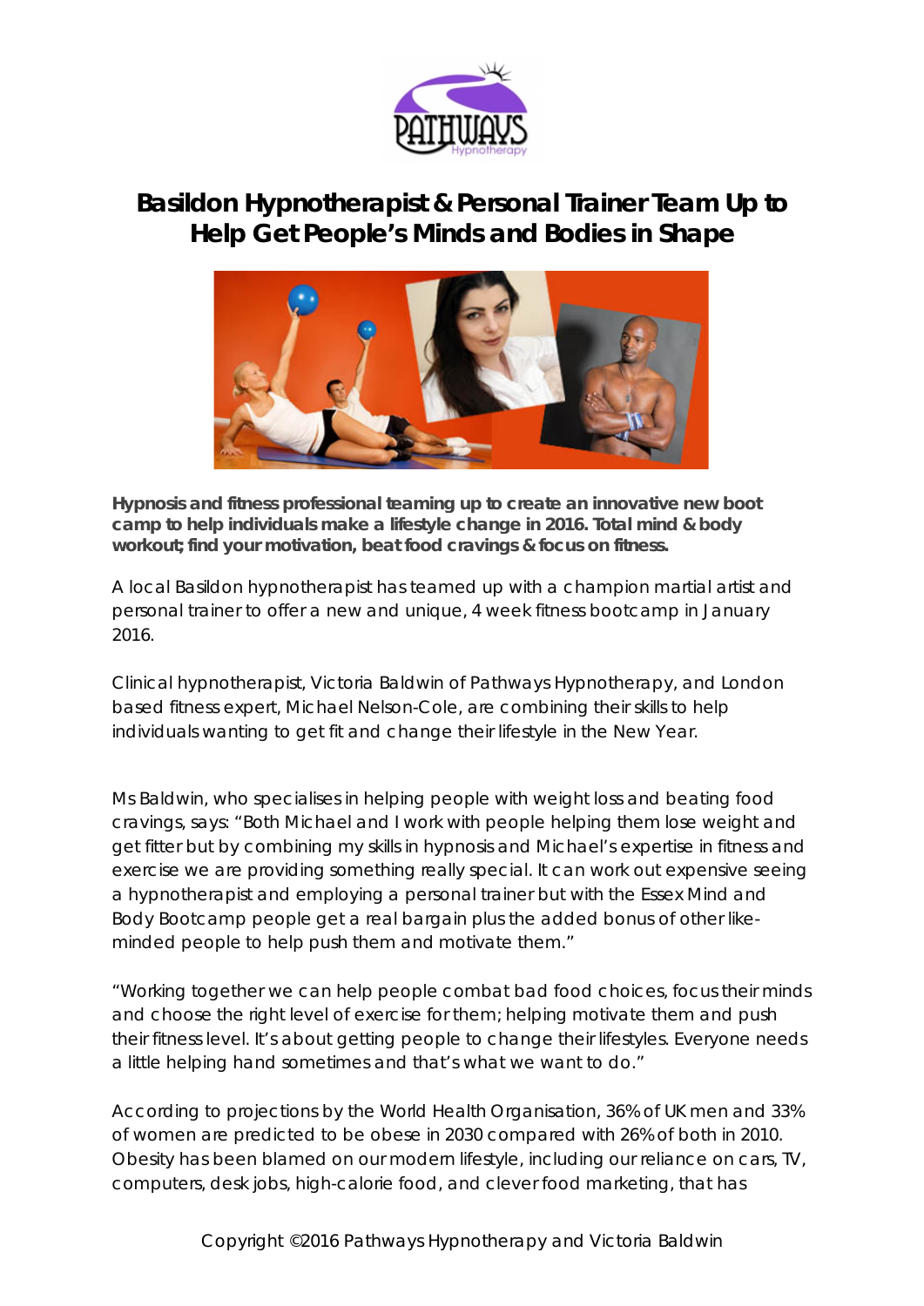# Basildon Hypnotherapist & Personal Trainer Team Up to Help Get People's Minds and Bodies in Shape

**Hypnosis and fitness professional teaming up to create an innovative new boot camp to help individuals make a lifestyle change in 2016. Total mind & body workout; find your motivation, beat food cravings & focus on fitness.**

A local Basildon hypnotherapist has teamed up with a champion martial artist and personal trainer to offer a new and unique, 4 week fitness bootcamp in January 2016.

Clinical hypnotherapist, Victoria Baldwin of Pathways Hypnotherapy, and London based fitness expert, Michael Nelson-Cole, are combining their skills to help individuals wanting to get fit and change their lifestyle in the New Year.

Ms Baldwin, who specialises in helping people with weight loss and beating food cravings, says: "Both Michael and I work with people helping them lose weight and get fitter but by combining my skills in hypnosis and Michael's expertise in fitness and exercise we are providing something really special. It can work out expensive seeing a hypnotherapist and employing a personal trainer but with the Essex Mind and Body Bootcamp people get a real bargain plus the added bonus of other like-minded people to help push them and motivate them."

"Working together we can help people combat bad food choices, focus their minds and choose the right level of exercise for them; helping motivate them and push their fitness level. It's about getting people to change their lifestyles. Everyone needs a little helping hand sometimes and that's what we want to do."

According to projections by the World Health Organisation, 36% of UK men and 33% of women are predicted to be obese in 2030 compared with 26% of both in 2010. Obesity has been blamed on our modern lifestyle, including our reliance on cars, TV, computers, desk jobs, high-calorie food, and clever food marketing, that has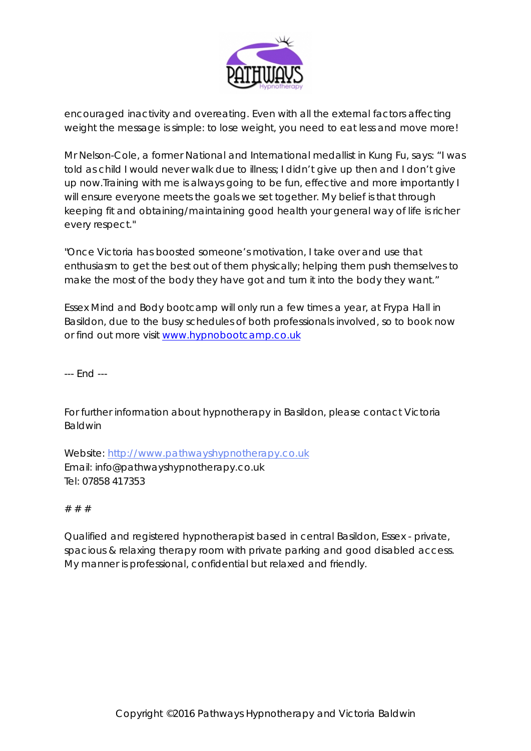encouraged inactivity and overeating. Even with all the external factors affecting weight the message is simple: to lose weight, you need to eat less and move more!

Mr Nelson-Cole, a former National and International medallist in Kung Fu, says: "I was told as child I would never walk due to illness; I didn't give up then and I don't give up now.Training with me is always going to be fun, effective and more importantly I will ensure everyone meets the goals we set together. My belief is that through keeping fit and obtaining/maintaining good health your general way of life is richer every respect."

"Once Victoria has boosted someone's motivation, I take over and use that enthusiasm to get the best out of them physically; helping them push themselves to make the most of the body they have got and turn it into the body they want."

Essex Mind and Body bootcamp will only run a few times a year, at Frypa Hall in Basildon, due to the busy schedules of both professionals involved, so to book now or find out more visit [www.hypnobootcamp.co.uk](http://www.hypnobootcamp.co.uk)

--- End ---

For further information about hypnotherapy in Basildon, please contact Victoria Baldwin

Website: [http://www.pathwayshypnotherapy.co.uk](http://www.pathwayshypnotherapy.co.uk)
Email: info@pathwayshypnotherapy.co.uk
Tel: 07858 417353

# # #

Qualified and registered hypnotherapist based in central Basildon, Essex - private, spacious & relaxing therapy room with private parking and good disabled access. My manner is professional, confidential but relaxed and friendly.

Copyright ©2016 Pathways Hypnotherapy and Victoria Baldwin